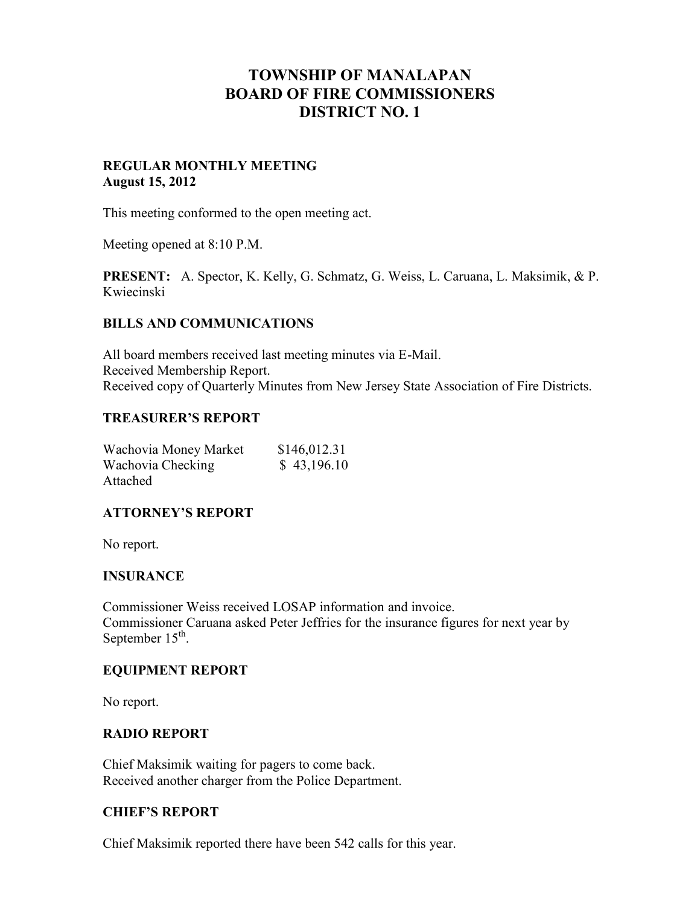# TOWNSHIP OF MANALAPAN
# BOARD OF FIRE COMMISSIONERS
# DISTRICT NO. 1

**REGULAR MONTHLY MEETING**
**August 15, 2012**

This meeting conformed to the open meeting act.

Meeting opened at 8:10 P.M.

**PRESENT:** A. Spector, K. Kelly, G. Schmatz, G. Weiss, L. Caruana, L. Maksimik, & P. Kwiecinski

## BILLS AND COMMUNICATIONS

All board members received last meeting minutes via E-Mail.
Received Membership Report.
Received copy of Quarterly Minutes from New Jersey State Association of Fire Districts.

## TREASURER'S REPORT

| | |
|---|---|
| Wachovia Money Market | $146,012.31 |
| Wachovia Checking | $ 43,196.10 |

Attached

## ATTORNEY'S REPORT

No report.

## INSURANCE

Commissioner Weiss received LOSAP information and invoice.
Commissioner Caruana asked Peter Jeffries for the insurance figures for next year by September 15th.

## EQUIPMENT REPORT

No report.

## RADIO REPORT

Chief Maksimik waiting for pagers to come back.
Received another charger from the Police Department.

## CHIEF'S REPORT

Chief Maksimik reported there have been 542 calls for this year.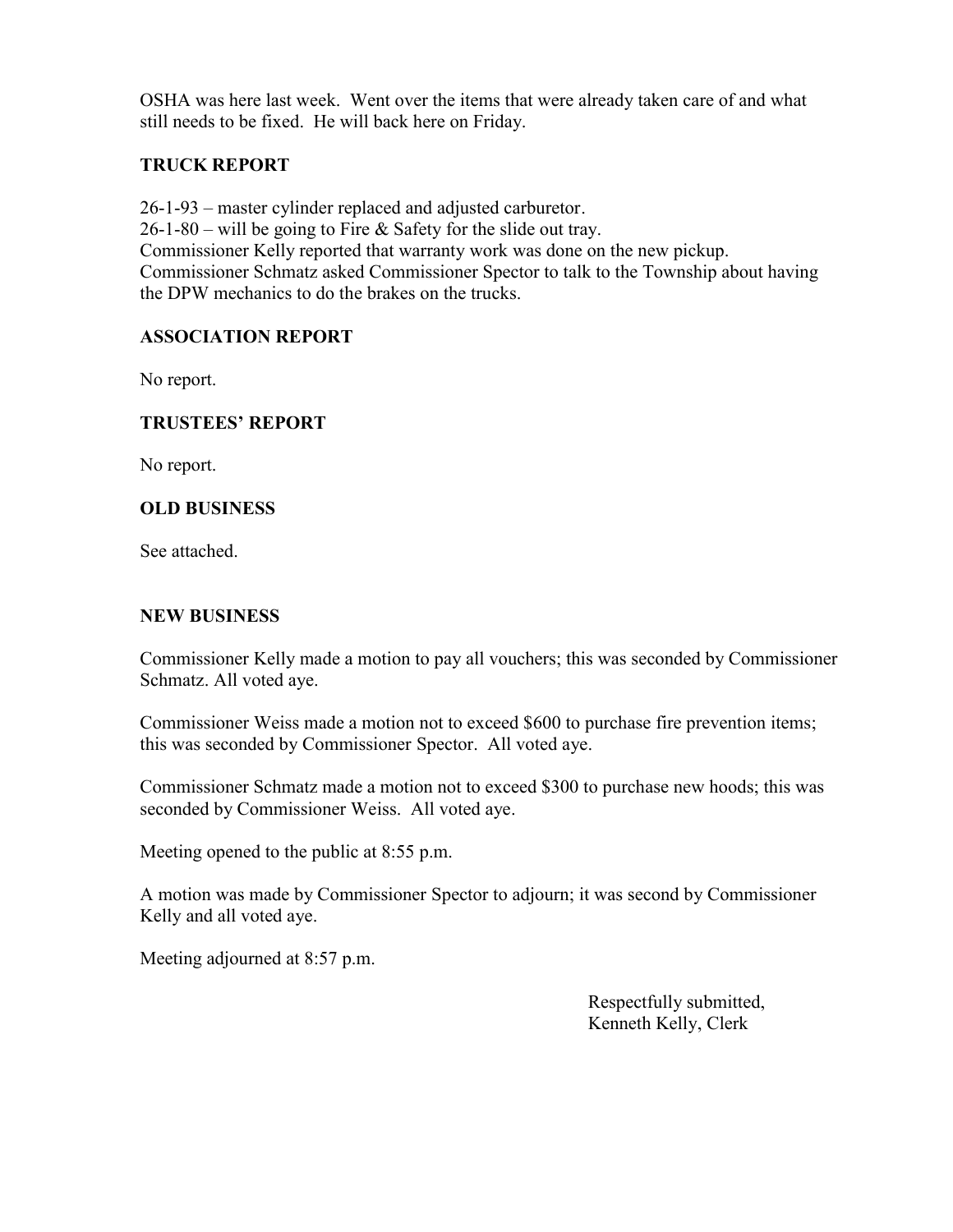OSHA was here last week. Went over the items that were already taken care of and what still needs to be fixed. He will back here on Friday.

**TRUCK REPORT**

26-1-93 – master cylinder replaced and adjusted carburetor.
26-1-80 – will be going to Fire & Safety for the slide out tray.
Commissioner Kelly reported that warranty work was done on the new pickup.
Commissioner Schmatz asked Commissioner Spector to talk to the Township about having the DPW mechanics to do the brakes on the trucks.

**ASSOCIATION REPORT**

No report.

**TRUSTEES' REPORT**

No report.

**OLD BUSINESS**

See attached.

**NEW BUSINESS**

Commissioner Kelly made a motion to pay all vouchers; this was seconded by Commissioner Schmatz. All voted aye.

Commissioner Weiss made a motion not to exceed $600 to purchase fire prevention items; this was seconded by Commissioner Spector. All voted aye.

Commissioner Schmatz made a motion not to exceed $300 to purchase new hoods; this was seconded by Commissioner Weiss. All voted aye.

Meeting opened to the public at 8:55 p.m.

A motion was made by Commissioner Spector to adjourn; it was second by Commissioner Kelly and all voted aye.

Meeting adjourned at 8:57 p.m.

Respectfully submitted,
Kenneth Kelly, Clerk